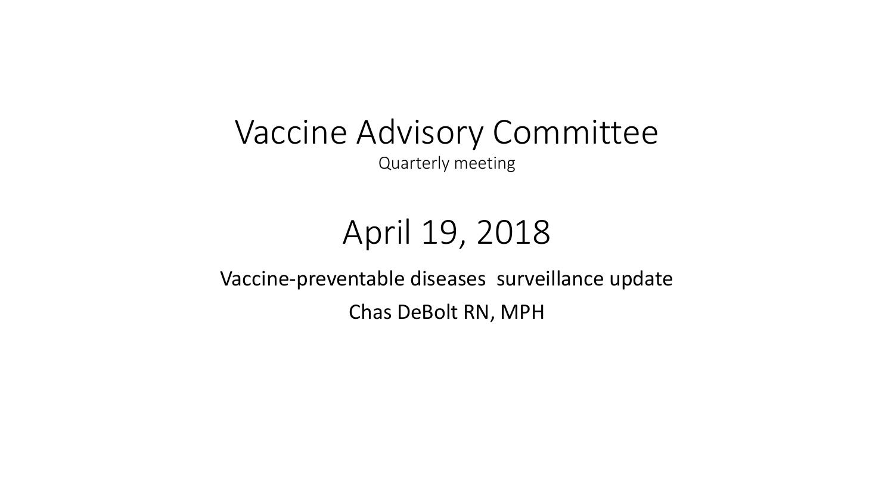# Vaccine Advisory Committee

Quarterly meeting

## April 19, 2018

Vaccine-preventable diseases surveillance update

Chas DeBolt RN, MPH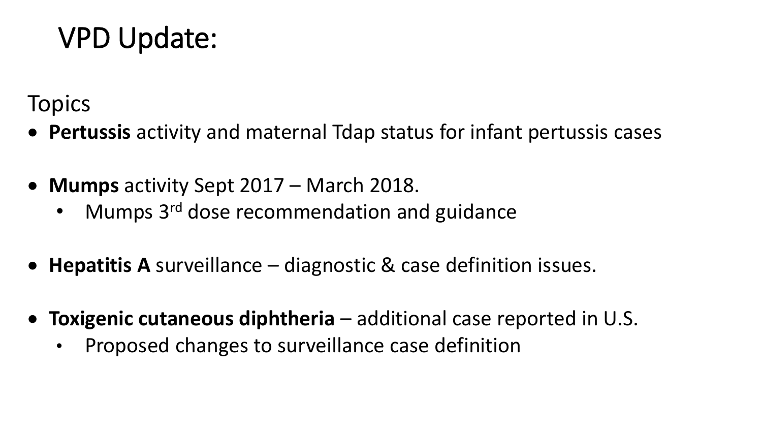# VPD Update:

Topics

- **Pertussis** activity and maternal Tdap status for infant pertussis cases
- **Mumps** activity Sept 2017 – March 2018.
  - Mumps 3rd dose recommendation and guidance
- **Hepatitis A** surveillance – diagnostic & case definition issues.
- **Toxigenic cutaneous diphtheria** – additional case reported in U.S.
  - Proposed changes to surveillance case definition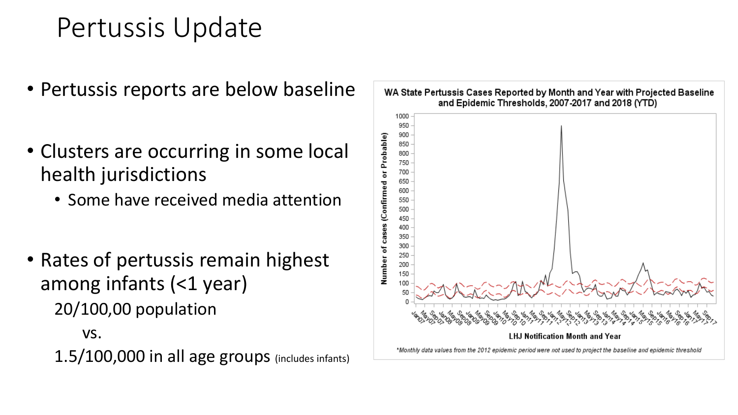# Pertussis Update

- Pertussis reports are below baseline
- Clusters are occurring in some local health jurisdictions
  - Some have received media attention
- Rates of pertussis remain highest among infants (<1 year)

  20/100,00 population

  vs.

  1.5/100,000 in all age groups (includes infants)

**WA State Pertussis Cases Reported by Month and Year with Projected Baseline and Epidemic Thresholds, 2007-2017 and 2018 (YTD)**

*Monthly data values from the 2012 epidemic period were not used to project the baseline and epidemic threshold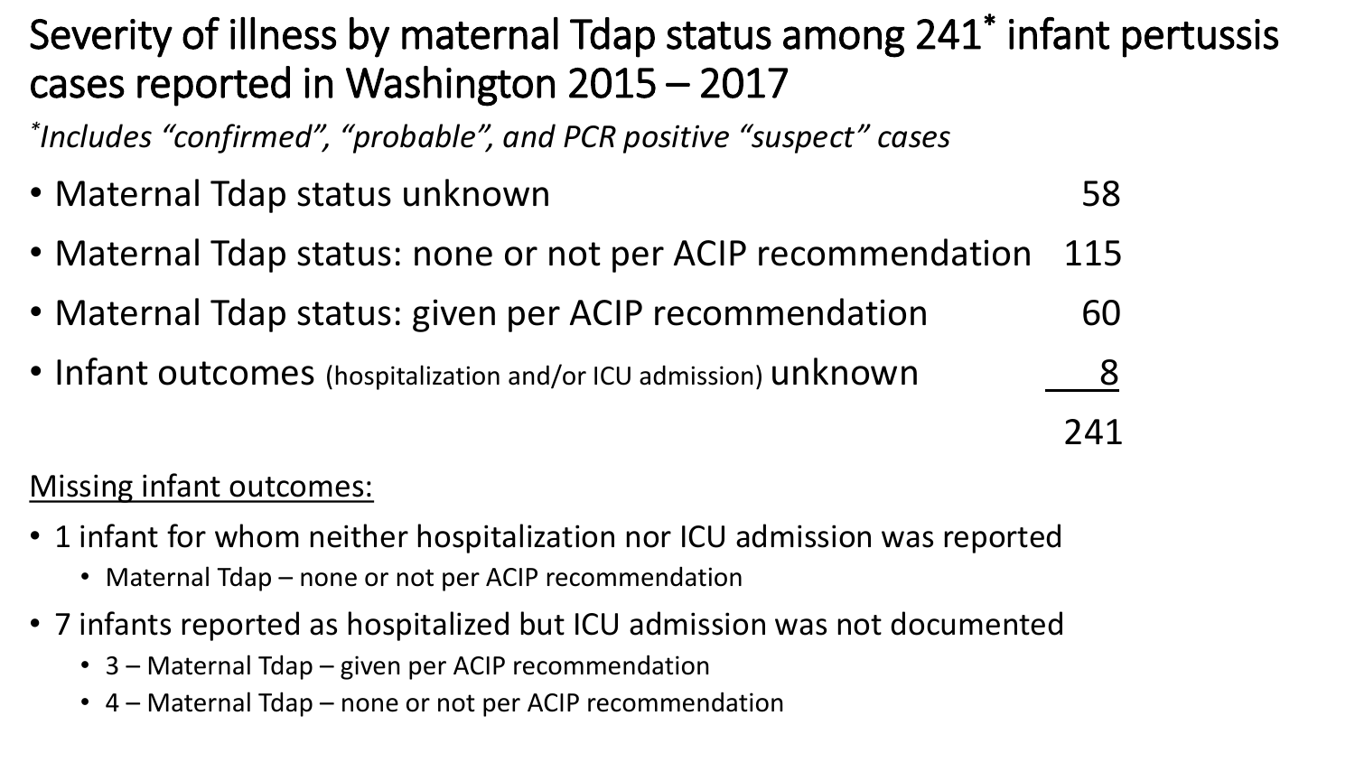# Severity of illness by maternal Tdap status among 241* infant pertussis cases reported in Washington 2015 – 2017

*\*Includes "confirmed", "probable", and PCR positive "suspect" cases*

| | |
|---|---|
| Maternal Tdap status unknown | 58 |
| Maternal Tdap status: none or not per ACIP recommendation | 115 |
| Maternal Tdap status: given per ACIP recommendation | 60 |
| Infant outcomes (hospitalization and/or ICU admission) unknown | 8 |
| | 241 |

<u>Missing infant outcomes:</u>

- 1 infant for whom neither hospitalization nor ICU admission was reported
  - Maternal Tdap – none or not per ACIP recommendation
- 7 infants reported as hospitalized but ICU admission was not documented
  - 3 – Maternal Tdap – given per ACIP recommendation
  - 4 – Maternal Tdap – none or not per ACIP recommendation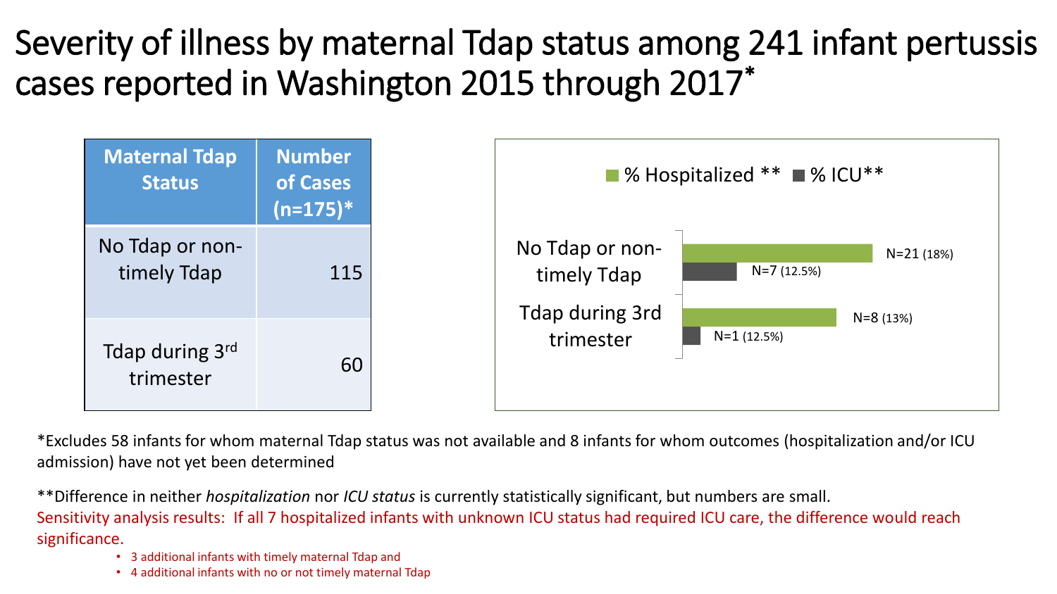# Severity of illness by maternal Tdap status among 241 infant pertussis cases reported in Washington 2015 through 2017*

| Maternal Tdap Status | Number of Cases (n=175)* |
|---|---|
| No Tdap or non-timely Tdap | 115 |
| Tdap during 3rd trimester | 60 |

| | % Hospitalized ** | % ICU** |
|---|---|---|
| No Tdap or non-timely Tdap | N=21 (18%) | N=7 (12.5%) |
| Tdap during 3rd trimester | N=8 (13%) | N=1 (12.5%) |

*Excludes 58 infants for whom maternal Tdap status was not available and 8 infants for whom outcomes (hospitalization and/or ICU admission) have not yet been determined

**Difference in neither *hospitalization* nor *ICU status* is currently statistically significant, but numbers are small.

Sensitivity analysis results: If all 7 hospitalized infants with unknown ICU status had required ICU care, the difference would reach significance.

- 3 additional infants with timely maternal Tdap and
- 4 additional infants with no or not timely maternal Tdap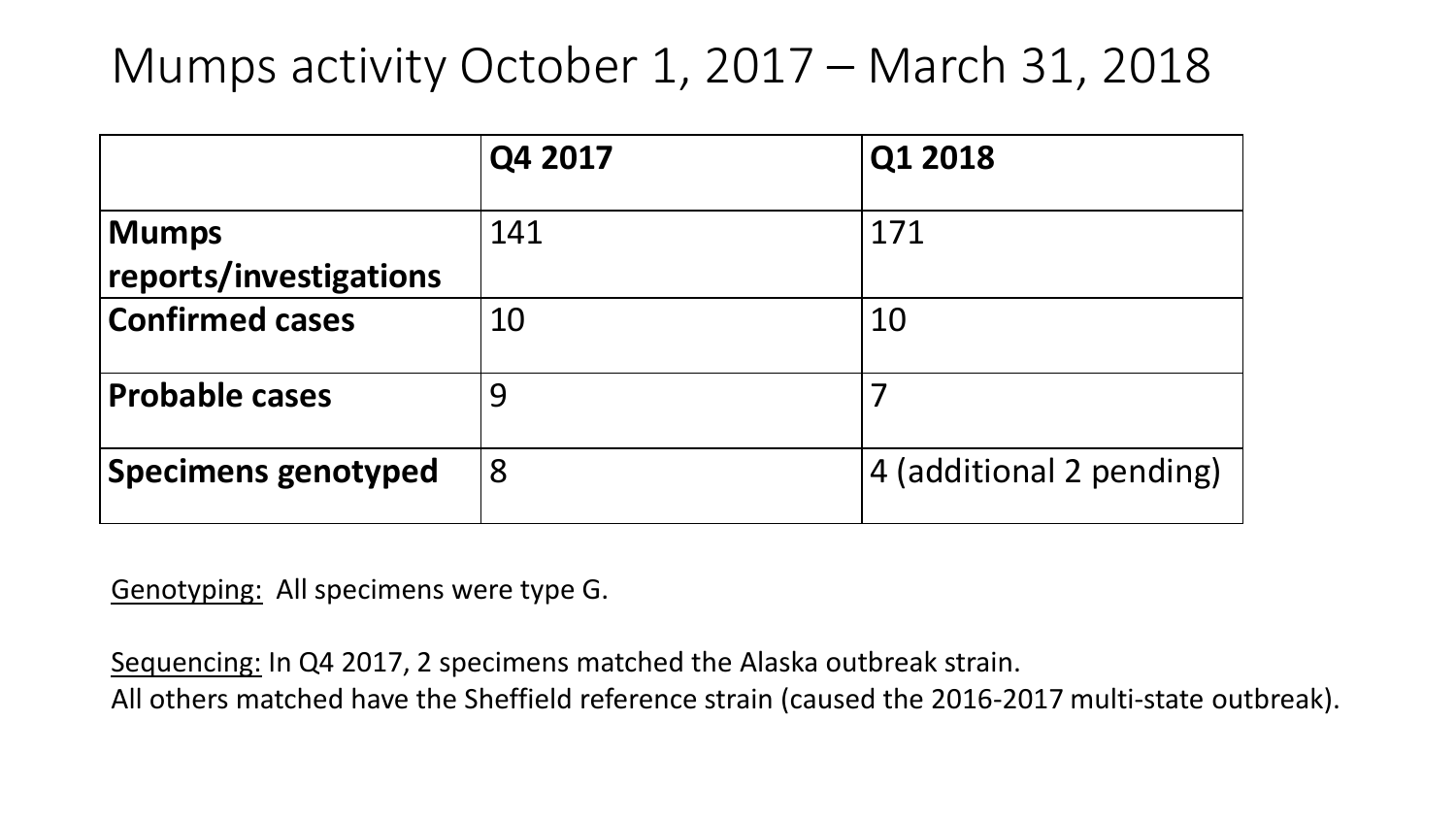# Mumps activity October 1, 2017 – March 31, 2018

| | Q4 2017 | Q1 2018 |
|---|---|---|
| **Mumps reports/investigations** | 141 | 171 |
| **Confirmed cases** | 10 | 10 |
| **Probable cases** | 9 | 7 |
| **Specimens genotyped** | 8 | 4 (additional 2 pending) |

Genotyping: All specimens were type G.

Sequencing: In Q4 2017, 2 specimens matched the Alaska outbreak strain.
All others matched have the Sheffield reference strain (caused the 2016-2017 multi-state outbreak).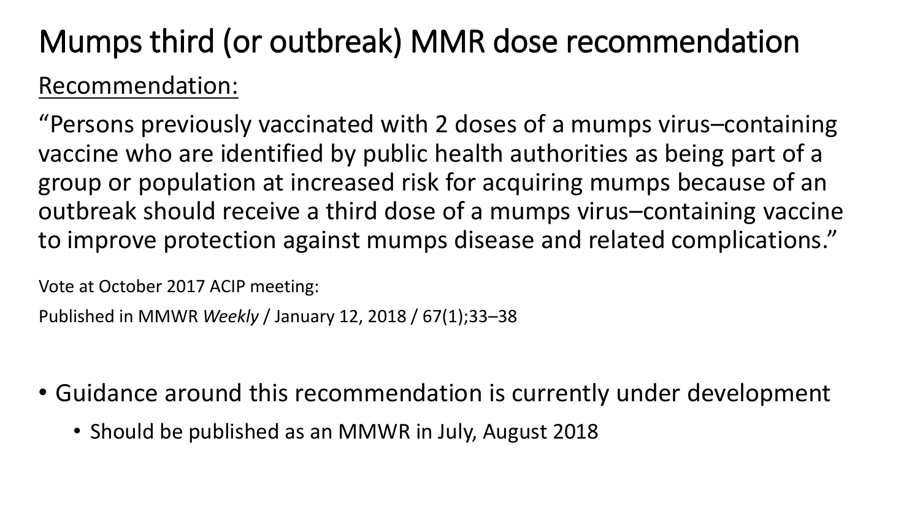# Mumps third (or outbreak) MMR dose recommendation

Recommendation:

"Persons previously vaccinated with 2 doses of a mumps virus–containing vaccine who are identified by public health authorities as being part of a group or population at increased risk for acquiring mumps because of an outbreak should receive a third dose of a mumps virus–containing vaccine to improve protection against mumps disease and related complications."

Vote at October 2017 ACIP meeting:

Published in MMWR *Weekly* / January 12, 2018 / 67(1);33–38

- Guidance around this recommendation is currently under development
  - Should be published as an MMWR in July, August 2018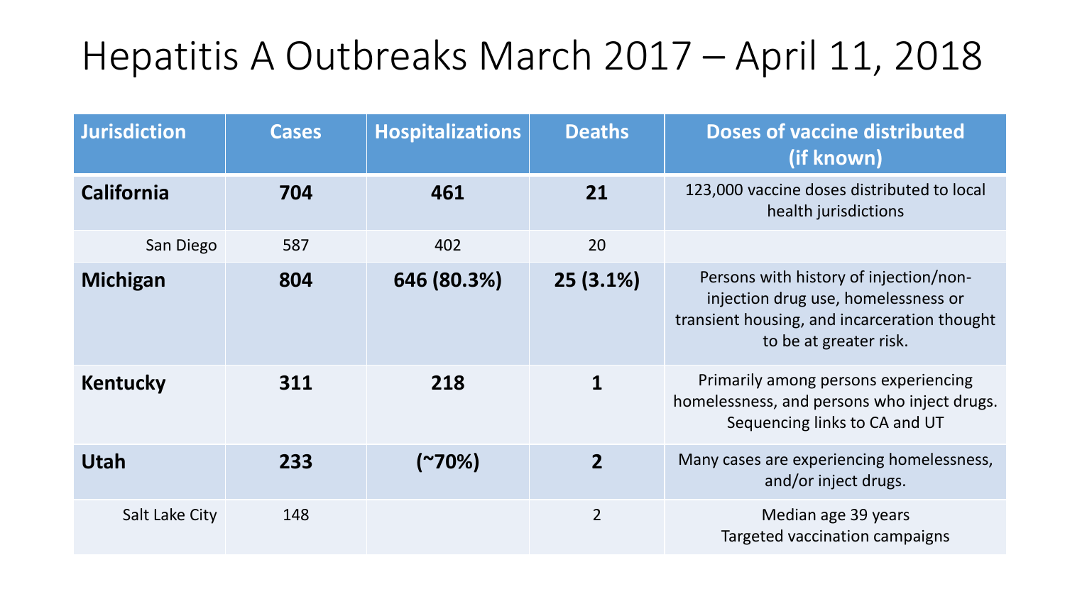# Hepatitis A Outbreaks March 2017 – April 11, 2018

| Jurisdiction | Cases | Hospitalizations | Deaths | Doses of vaccine distributed (if known) |
| --- | --- | --- | --- | --- |
| **California** | **704** | **461** | **21** | 123,000 vaccine doses distributed to local health jurisdictions |
| San Diego | 587 | 402 | 20 | |
| **Michigan** | **804** | **646 (80.3%)** | **25 (3.1%)** | Persons with history of injection/non-injection drug use, homelessness or transient housing, and incarceration thought to be at greater risk. |
| **Kentucky** | **311** | **218** | **1** | Primarily among persons experiencing homelessness, and persons who inject drugs. Sequencing links to CA and UT |
| **Utah** | **233** | **(~70%)** | **2** | Many cases are experiencing homelessness, and/or inject drugs. |
| Salt Lake City | 148 | | 2 | Median age 39 years<br>Targeted vaccination campaigns |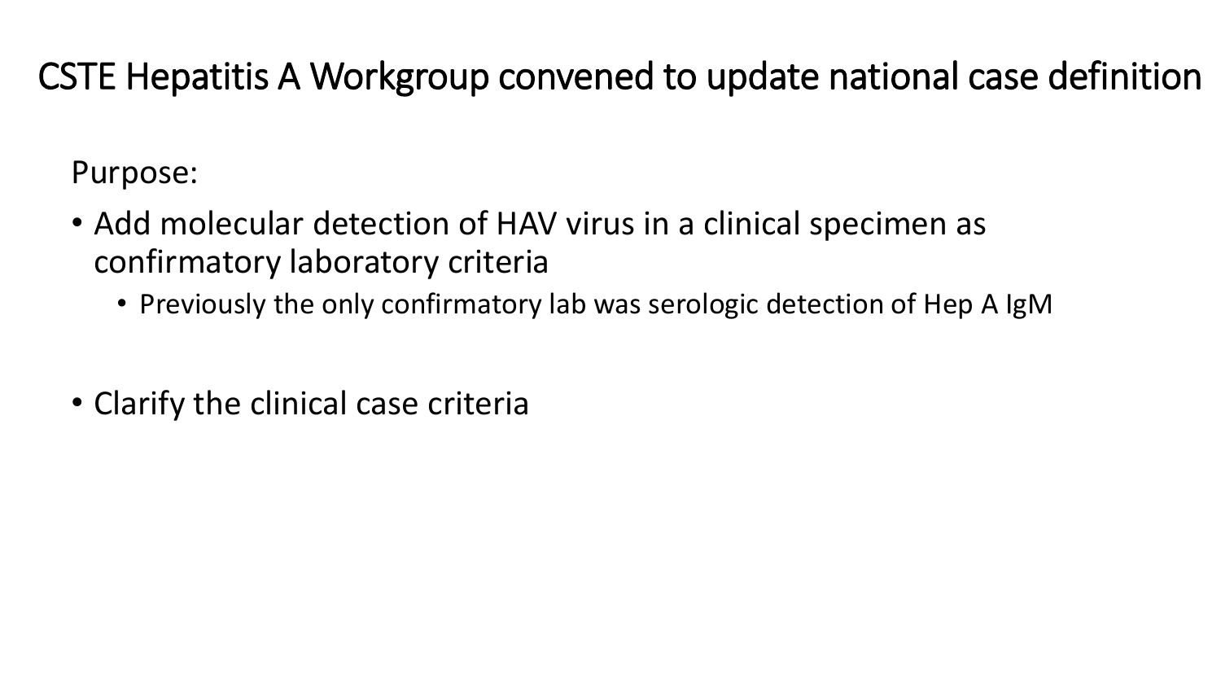# CSTE Hepatitis A Workgroup convened to update national case definition

Purpose:

- Add molecular detection of HAV virus in a clinical specimen as confirmatory laboratory criteria
  - Previously the only confirmatory lab was serologic detection of Hep A IgM
- Clarify the clinical case criteria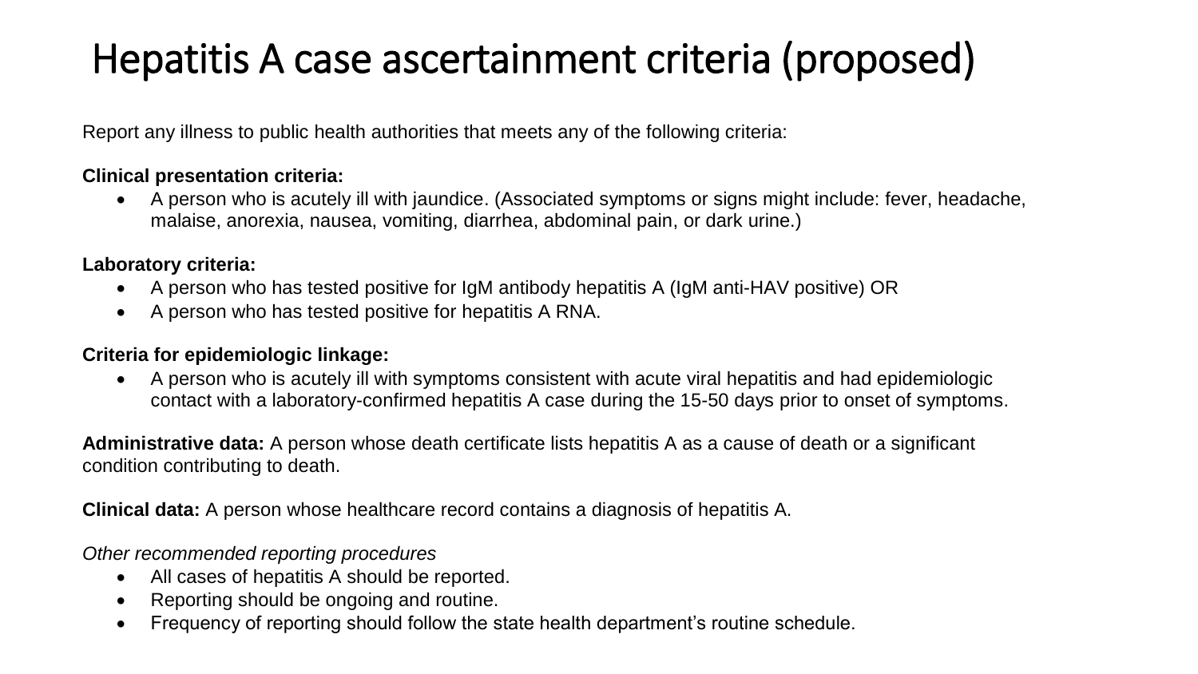# Hepatitis A case ascertainment criteria (proposed)

Report any illness to public health authorities that meets any of the following criteria:

**Clinical presentation criteria:**

- A person who is acutely ill with jaundice. (Associated symptoms or signs might include: fever, headache, malaise, anorexia, nausea, vomiting, diarrhea, abdominal pain, or dark urine.)

**Laboratory criteria:**

- A person who has tested positive for IgM antibody hepatitis A (IgM anti-HAV positive) OR
- A person who has tested positive for hepatitis A RNA.

**Criteria for epidemiologic linkage:**

- A person who is acutely ill with symptoms consistent with acute viral hepatitis and had epidemiologic contact with a laboratory-confirmed hepatitis A case during the 15-50 days prior to onset of symptoms.

**Administrative data:** A person whose death certificate lists hepatitis A as a cause of death or a significant condition contributing to death.

**Clinical data:** A person whose healthcare record contains a diagnosis of hepatitis A.

*Other recommended reporting procedures*

- All cases of hepatitis A should be reported.
- Reporting should be ongoing and routine.
- Frequency of reporting should follow the state health department's routine schedule.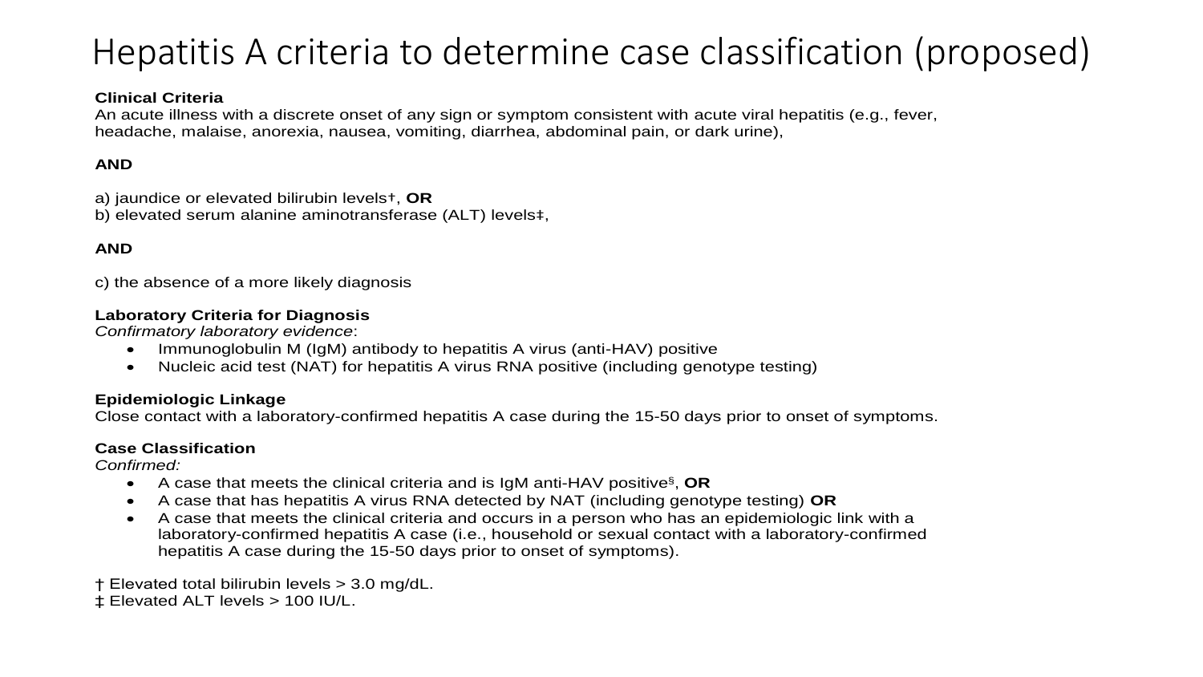# Hepatitis A criteria to determine case classification (proposed)

**Clinical Criteria**
An acute illness with a discrete onset of any sign or symptom consistent with acute viral hepatitis (e.g., fever, headache, malaise, anorexia, nausea, vomiting, diarrhea, abdominal pain, or dark urine),

**AND**

a) jaundice or elevated bilirubin levels†, **OR**
b) elevated serum alanine aminotransferase (ALT) levels‡,

**AND**

c) the absence of a more likely diagnosis

**Laboratory Criteria for Diagnosis**
*Confirmatory laboratory evidence*:

- Immunoglobulin M (IgM) antibody to hepatitis A virus (anti-HAV) positive
- Nucleic acid test (NAT) for hepatitis A virus RNA positive (including genotype testing)

**Epidemiologic Linkage**
Close contact with a laboratory-confirmed hepatitis A case during the 15-50 days prior to onset of symptoms.

**Case Classification**
*Confirmed:*

- A case that meets the clinical criteria and is IgM anti-HAV positive§, **OR**
- A case that has hepatitis A virus RNA detected by NAT (including genotype testing) **OR**
- A case that meets the clinical criteria and occurs in a person who has an epidemiologic link with a laboratory-confirmed hepatitis A case (i.e., household or sexual contact with a laboratory-confirmed hepatitis A case during the 15-50 days prior to onset of symptoms).

† Elevated total bilirubin levels > 3.0 mg/dL.
‡ Elevated ALT levels > 100 IU/L.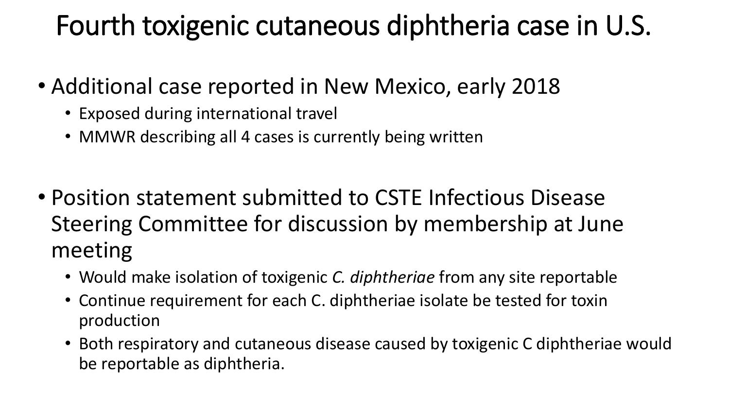# Fourth toxigenic cutaneous diphtheria case in U.S.

- Additional case reported in New Mexico, early 2018
  - Exposed during international travel
  - MMWR describing all 4 cases is currently being written

- Position statement submitted to CSTE Infectious Disease Steering Committee for discussion by membership at June meeting
  - Would make isolation of toxigenic *C. diphtheriae* from any site reportable
  - Continue requirement for each C. diphtheriae isolate be tested for toxin production
  - Both respiratory and cutaneous disease caused by toxigenic C diphtheriae would be reportable as diphtheria.